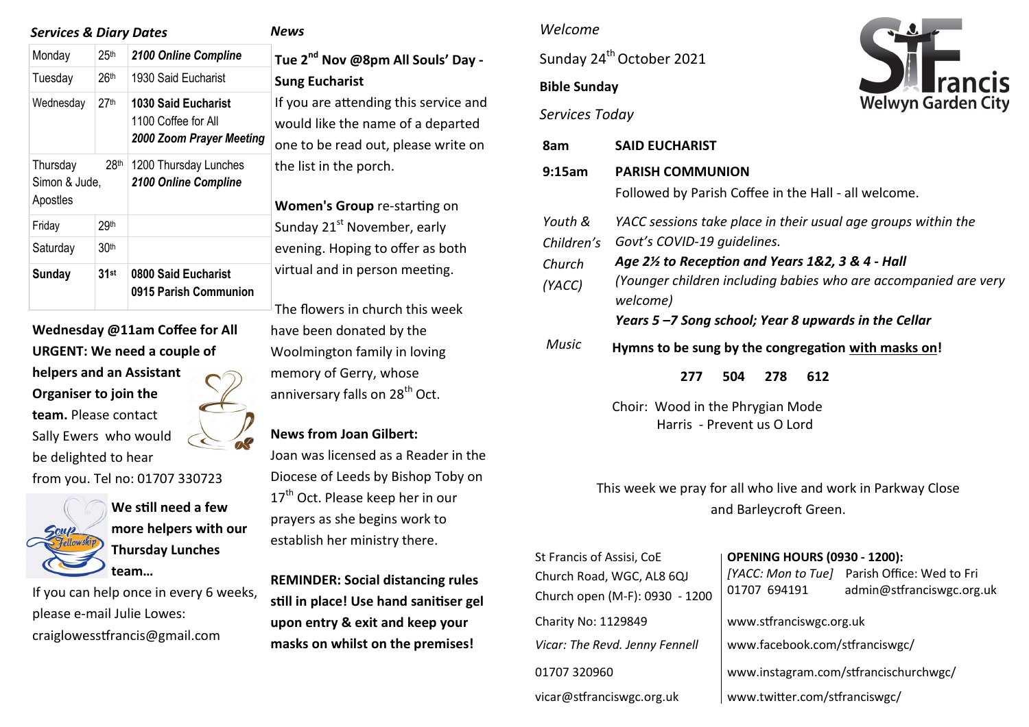### *Services & Diary Dates*

| | | |
|---|---|---|
| Monday | 25th | ***2100 Online Compline*** |
| Tuesday | 26th | 1930 Said Eucharist |
| Wednesday | 27th | **1030 Said Eucharist**<br>1100 Coffee for All<br>***2000 Zoom Prayer Meeting*** |
| Thursday Simon & Jude, Apostles | 28th | 1200 Thursday Lunches<br>***2100 Online Compline*** |
| Friday | 29th | |
| Saturday | 30th | |
| **Sunday** | **31st** | **0800 Said Eucharist**<br>**0915 Parish Communion** |

**Wednesday @11am Coffee for All**
**URGENT: We need a couple of helpers and an Assistant Organiser to join the team.** Please contact Sally Ewers who would be delighted to hear from you. Tel no: 01707 330723

**We still need a few more helpers with our Thursday Lunches team…**
If you can help once in every 6 weeks, please e-mail Julie Lowes: craiglowesstfrancis@gmail.com

### *News*

**Tue 2nd Nov @8pm All Souls' Day - Sung Eucharist**
If you are attending this service and would like the name of a departed one to be read out, please write on the list in the porch.

**Women's Group** re-starting on Sunday 21st November, early evening. Hoping to offer as both virtual and in person meeting.

The flowers in church this week have been donated by the Woolmington family in loving memory of Gerry, whose anniversary falls on 28th Oct.

**News from Joan Gilbert:**
Joan was licensed as a Reader in the Diocese of Leeds by Bishop Toby on 17th Oct. Please keep her in our prayers as she begins work to establish her ministry there.

**REMINDER: Social distancing rules still in place! Use hand sanitiser gel upon entry & exit and keep your masks on whilst on the premises!**

*Welcome*

Sunday 24th October 2021

**Bible Sunday**

St Francis Welwyn Garden City

*Services Today*

| | |
|---|---|
| **8am** | **SAID EUCHARIST** |
| **9:15am** | **PARISH COMMUNION**<br>Followed by Parish Coffee in the Hall - all welcome. |
| *Youth & Children's Church (YACC)* | *YACC sessions take place in their usual age groups within the Govt's COVID-19 guidelines.*<br>***Age 2½ to Reception and Years 1&2, 3 & 4 - Hall***<br>*(Younger children including babies who are accompanied are very welcome)*<br>***Years 5 –7 Song school; Year 8 upwards in the Cellar*** |
| *Music* | **Hymns to be sung by the congregation with masks on!**<br>**277 504 278 612**<br>Choir: Wood in the Phrygian Mode<br>Harris - Prevent us O Lord |

This week we pray for all who live and work in Parkway Close and Barleycroft Green.

St Francis of Assisi, CoE
Church Road, WGC, AL8 6QJ
Church open (M-F): 0930 - 1200
Charity No: 1129849
*Vicar: The Revd. Jenny Fennell*
01707 320960
vicar@stfranciswgc.org.uk

**OPENING HOURS (0930 - 1200):**
*[YACC: Mon to Tue]* Parish Office: Wed to Fri
01707 694191 admin@stfranciswgc.org.uk
www.stfranciswgc.org.uk
www.facebook.com/stfranciswgc/
www.instagram.com/stfrancischurchwgc/
www.twitter.com/stfranciswgc/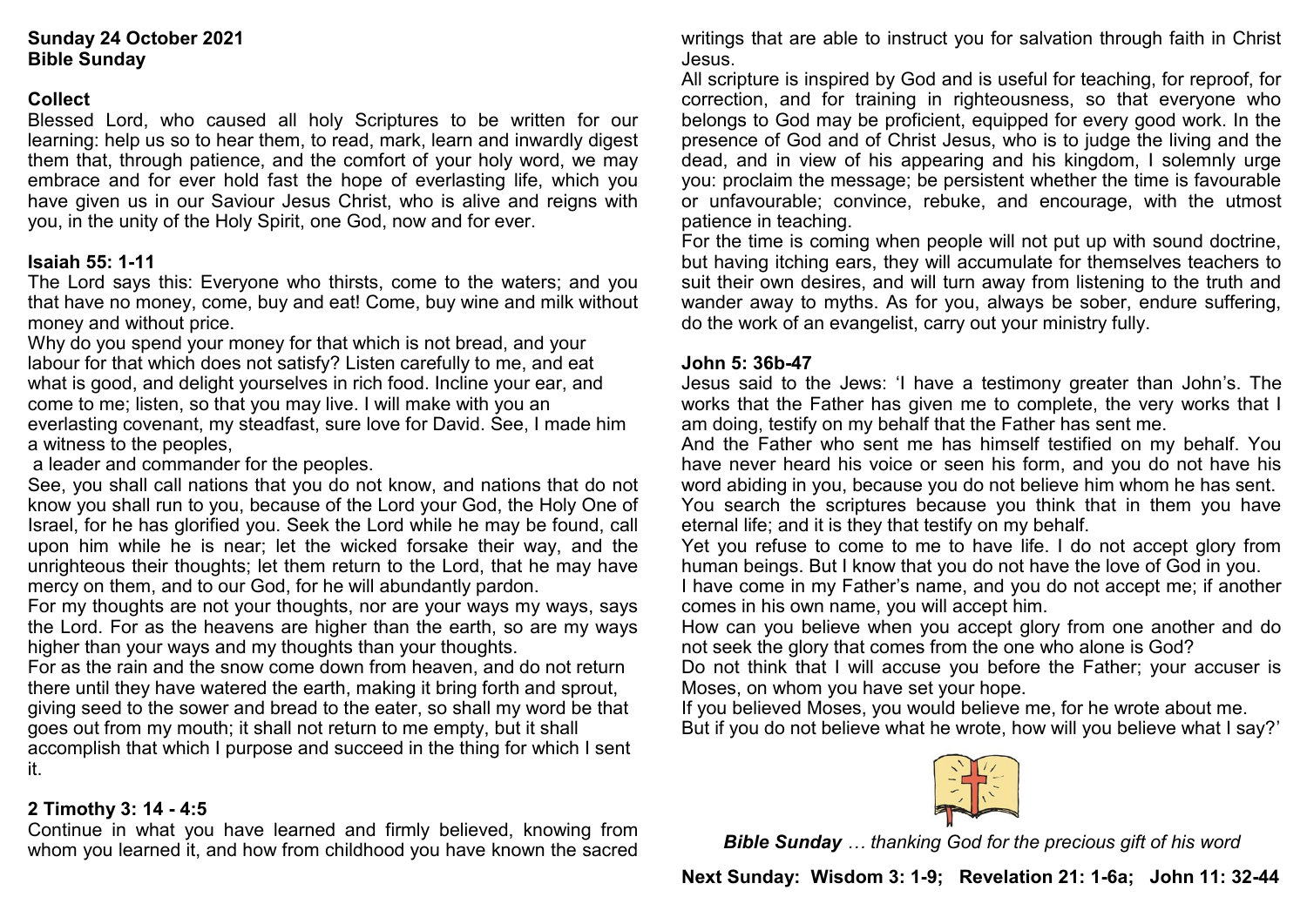**Sunday 24 October 2021**
**Bible Sunday**

**Collect**

Blessed Lord, who caused all holy Scriptures to be written for our learning: help us so to hear them, to read, mark, learn and inwardly digest them that, through patience, and the comfort of your holy word, we may embrace and for ever hold fast the hope of everlasting life, which you have given us in our Saviour Jesus Christ, who is alive and reigns with you, in the unity of the Holy Spirit, one God, now and for ever.

**Isaiah 55: 1-11**

The Lord says this: Everyone who thirsts, come to the waters; and you that have no money, come, buy and eat! Come, buy wine and milk without money and without price.

Why do you spend your money for that which is not bread, and your labour for that which does not satisfy? Listen carefully to me, and eat what is good, and delight yourselves in rich food. Incline your ear, and come to me; listen, so that you may live. I will make with you an everlasting covenant, my steadfast, sure love for David. See, I made him a witness to the peoples,

a leader and commander for the peoples.

See, you shall call nations that you do not know, and nations that do not know you shall run to you, because of the Lord your God, the Holy One of Israel, for he has glorified you. Seek the Lord while he may be found, call upon him while he is near; let the wicked forsake their way, and the unrighteous their thoughts; let them return to the Lord, that he may have mercy on them, and to our God, for he will abundantly pardon.

For my thoughts are not your thoughts, nor are your ways my ways, says the Lord. For as the heavens are higher than the earth, so are my ways higher than your ways and my thoughts than your thoughts.

For as the rain and the snow come down from heaven, and do not return there until they have watered the earth, making it bring forth and sprout, giving seed to the sower and bread to the eater, so shall my word be that goes out from my mouth; it shall not return to me empty, but it shall accomplish that which I purpose and succeed in the thing for which I sent it.

**2 Timothy 3: 14 - 4:5**

Continue in what you have learned and firmly believed, knowing from whom you learned it, and how from childhood you have known the sacred writings that are able to instruct you for salvation through faith in Christ Jesus.

All scripture is inspired by God and is useful for teaching, for reproof, for correction, and for training in righteousness, so that everyone who belongs to God may be proficient, equipped for every good work. In the presence of God and of Christ Jesus, who is to judge the living and the dead, and in view of his appearing and his kingdom, I solemnly urge you: proclaim the message; be persistent whether the time is favourable or unfavourable; convince, rebuke, and encourage, with the utmost patience in teaching.

For the time is coming when people will not put up with sound doctrine, but having itching ears, they will accumulate for themselves teachers to suit their own desires, and will turn away from listening to the truth and wander away to myths. As for you, always be sober, endure suffering, do the work of an evangelist, carry out your ministry fully.

**John 5: 36b-47**

Jesus said to the Jews: 'I have a testimony greater than John's. The works that the Father has given me to complete, the very works that I am doing, testify on my behalf that the Father has sent me.

And the Father who sent me has himself testified on my behalf. You have never heard his voice or seen his form, and you do not have his word abiding in you, because you do not believe him whom he has sent.

You search the scriptures because you think that in them you have eternal life; and it is they that testify on my behalf.

Yet you refuse to come to me to have life. I do not accept glory from human beings. But I know that you do not have the love of God in you.

I have come in my Father's name, and you do not accept me; if another comes in his own name, you will accept him.

How can you believe when you accept glory from one another and do not seek the glory that comes from the one who alone is God?

Do not think that I will accuse you before the Father; your accuser is Moses, on whom you have set your hope.

If you believed Moses, you would believe me, for he wrote about me.

But if you do not believe what he wrote, how will you believe what I say?'

***Bible Sunday*** *… thanking God for the precious gift of his word*

**Next Sunday: Wisdom 3: 1-9; Revelation 21: 1-6a; John 11: 32-44**